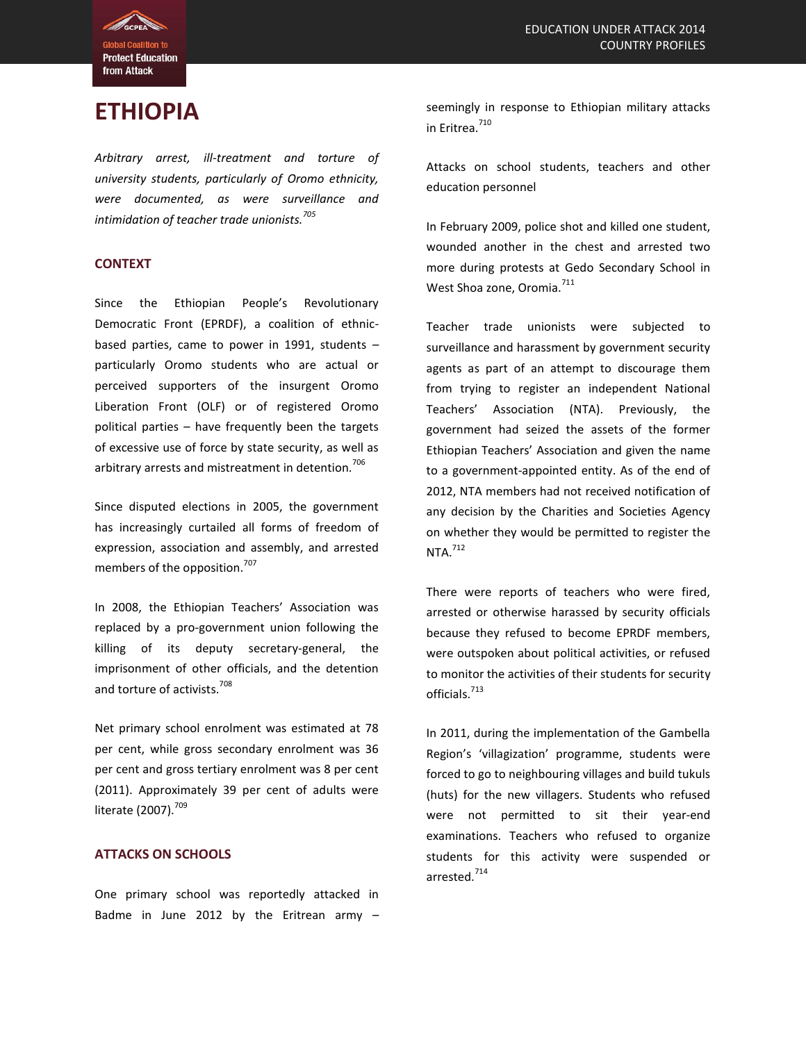# ETHIOPIA

*Arbitrary arrest, ill-treatment and torture of university students, particularly of Oromo ethnicity, were documented, as were surveillance and intimidation of teacher trade unionists.*[705]

## CONTEXT

Since the Ethiopian People's Revolutionary Democratic Front (EPRDF), a coalition of ethnic-based parties, came to power in 1991, students – particularly Oromo students who are actual or perceived supporters of the insurgent Oromo Liberation Front (OLF) or of registered Oromo political parties – have frequently been the targets of excessive use of force by state security, as well as arbitrary arrests and mistreatment in detention.[706]

Since disputed elections in 2005, the government has increasingly curtailed all forms of freedom of expression, association and assembly, and arrested members of the opposition.[707]

In 2008, the Ethiopian Teachers' Association was replaced by a pro-government union following the killing of its deputy secretary-general, the imprisonment of other officials, and the detention and torture of activists.[708]

Net primary school enrolment was estimated at 78 per cent, while gross secondary enrolment was 36 per cent and gross tertiary enrolment was 8 per cent (2011). Approximately 39 per cent of adults were literate (2007).[709]

## ATTACKS ON SCHOOLS

One primary school was reportedly attacked in Badme in June 2012 by the Eritrean army – seemingly in response to Ethiopian military attacks in Eritrea.[710]

### Attacks on school students, teachers and other education personnel

In February 2009, police shot and killed one student, wounded another in the chest and arrested two more during protests at Gedo Secondary School in West Shoa zone, Oromia.[711]

Teacher trade unionists were subjected to surveillance and harassment by government security agents as part of an attempt to discourage them from trying to register an independent National Teachers' Association (NTA). Previously, the government had seized the assets of the former Ethiopian Teachers' Association and given the name to a government-appointed entity. As of the end of 2012, NTA members had not received notification of any decision by the Charities and Societies Agency on whether they would be permitted to register the NTA.[712]

There were reports of teachers who were fired, arrested or otherwise harassed by security officials because they refused to become EPRDF members, were outspoken about political activities, or refused to monitor the activities of their students for security officials.[713]

In 2011, during the implementation of the Gambella Region's 'villagization' programme, students were forced to go to neighbouring villages and build tukuls (huts) for the new villagers. Students who refused were not permitted to sit their year-end examinations. Teachers who refused to organize students for this activity were suspended or arrested.[714]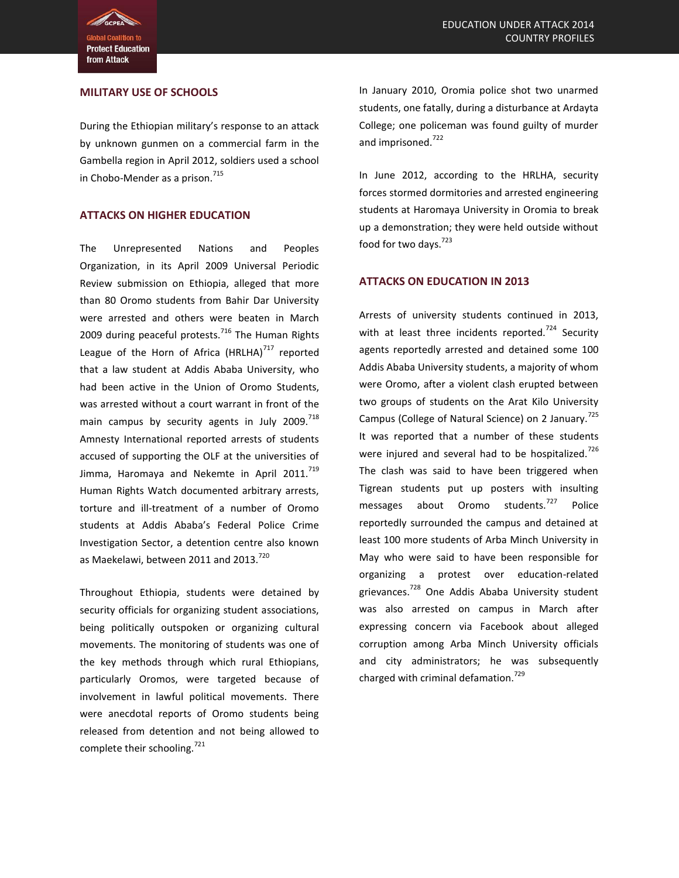## MILITARY USE OF SCHOOLS

During the Ethiopian military's response to an attack by unknown gunmen on a commercial farm in the Gambella region in April 2012, soldiers used a school in Chobo-Mender as a prison.[715]

## ATTACKS ON HIGHER EDUCATION

The Unrepresented Nations and Peoples Organization, in its April 2009 Universal Periodic Review submission on Ethiopia, alleged that more than 80 Oromo students from Bahir Dar University were arrested and others were beaten in March 2009 during peaceful protests.[716] The Human Rights League of the Horn of Africa (HRLHA)[717] reported that a law student at Addis Ababa University, who had been active in the Union of Oromo Students, was arrested without a court warrant in front of the main campus by security agents in July 2009.[718] Amnesty International reported arrests of students accused of supporting the OLF at the universities of Jimma, Haromaya and Nekemte in April 2011.[719] Human Rights Watch documented arbitrary arrests, torture and ill-treatment of a number of Oromo students at Addis Ababa's Federal Police Crime Investigation Sector, a detention centre also known as Maekelawi, between 2011 and 2013.[720]

Throughout Ethiopia, students were detained by security officials for organizing student associations, being politically outspoken or organizing cultural movements. The monitoring of students was one of the key methods through which rural Ethiopians, particularly Oromos, were targeted because of involvement in lawful political movements. There were anecdotal reports of Oromo students being released from detention and not being allowed to complete their schooling.[721]

In January 2010, Oromia police shot two unarmed students, one fatally, during a disturbance at Ardayta College; one policeman was found guilty of murder and imprisoned.[722]

In June 2012, according to the HRLHA, security forces stormed dormitories and arrested engineering students at Haromaya University in Oromia to break up a demonstration; they were held outside without food for two days.[723]

## ATTACKS ON EDUCATION IN 2013

Arrests of university students continued in 2013, with at least three incidents reported.[724] Security agents reportedly arrested and detained some 100 Addis Ababa University students, a majority of whom were Oromo, after a violent clash erupted between two groups of students on the Arat Kilo University Campus (College of Natural Science) on 2 January.[725] It was reported that a number of these students were injured and several had to be hospitalized.[726] The clash was said to have been triggered when Tigrean students put up posters with insulting messages about Oromo students.[727] Police reportedly surrounded the campus and detained at least 100 more students of Arba Minch University in May who were said to have been responsible for organizing a protest over education-related grievances.[728] One Addis Ababa University student was also arrested on campus in March after expressing concern via Facebook about alleged corruption among Arba Minch University officials and city administrators; he was subsequently charged with criminal defamation.[729]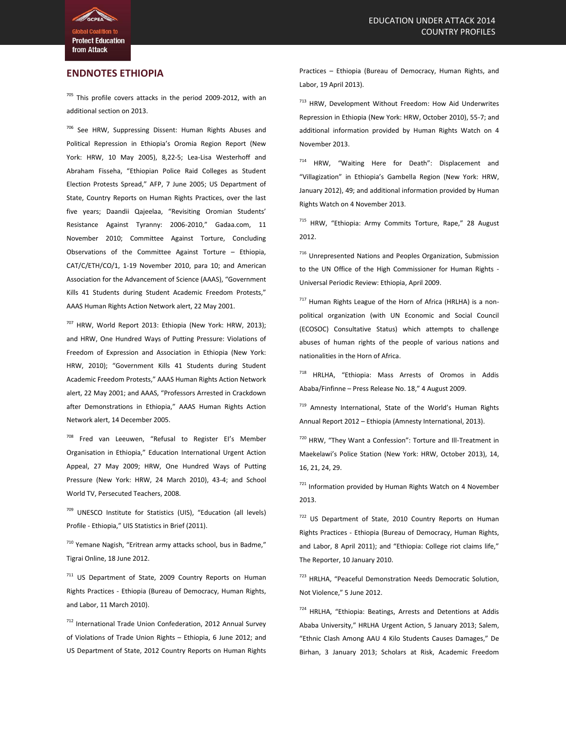## ENDNOTES ETHIOPIA

[705] This profile covers attacks in the period 2009-2012, with an additional section on 2013.

[706] See HRW, Suppressing Dissent: Human Rights Abuses and Political Repression in Ethiopia's Oromia Region Report (New York: HRW, 10 May 2005), 8,22-5; Lea-Lisa Westerhoff and Abraham Fisseha, "Ethiopian Police Raid Colleges as Student Election Protests Spread," AFP, 7 June 2005; US Department of State, Country Reports on Human Rights Practices, over the last five years; Daandii Qajeelaa, "Revisiting Oromian Students' Resistance Against Tyranny: 2006-2010," Gadaa.com, 11 November 2010; Committee Against Torture, Concluding Observations of the Committee Against Torture – Ethiopia, CAT/C/ETH/CO/1, 1-19 November 2010, para 10; and American Association for the Advancement of Science (AAAS), "Government Kills 41 Students during Student Academic Freedom Protests," AAAS Human Rights Action Network alert, 22 May 2001.

[707] HRW, World Report 2013: Ethiopia (New York: HRW, 2013); and HRW, One Hundred Ways of Putting Pressure: Violations of Freedom of Expression and Association in Ethiopia (New York: HRW, 2010); "Government Kills 41 Students during Student Academic Freedom Protests," AAAS Human Rights Action Network alert, 22 May 2001; and AAAS, "Professors Arrested in Crackdown after Demonstrations in Ethiopia," AAAS Human Rights Action Network alert, 14 December 2005.

[708] Fred van Leeuwen, "Refusal to Register EI's Member Organisation in Ethiopia," Education International Urgent Action Appeal, 27 May 2009; HRW, One Hundred Ways of Putting Pressure (New York: HRW, 24 March 2010), 43-4; and School World TV, Persecuted Teachers, 2008.

[709] UNESCO Institute for Statistics (UIS), "Education (all levels) Profile - Ethiopia," UIS Statistics in Brief (2011).

[710] Yemane Nagish, "Eritrean army attacks school, bus in Badme," Tigrai Online, 18 June 2012.

[711] US Department of State, 2009 Country Reports on Human Rights Practices - Ethiopia (Bureau of Democracy, Human Rights, and Labor, 11 March 2010).

[712] International Trade Union Confederation, 2012 Annual Survey of Violations of Trade Union Rights – Ethiopia, 6 June 2012; and US Department of State, 2012 Country Reports on Human Rights Practices – Ethiopia (Bureau of Democracy, Human Rights, and Labor, 19 April 2013).

[713] HRW, Development Without Freedom: How Aid Underwrites Repression in Ethiopia (New York: HRW, October 2010), 55-7; and additional information provided by Human Rights Watch on 4 November 2013.

[714] HRW, "Waiting Here for Death": Displacement and "Villagization" in Ethiopia's Gambella Region (New York: HRW, January 2012), 49; and additional information provided by Human Rights Watch on 4 November 2013.

[715] HRW, "Ethiopia: Army Commits Torture, Rape," 28 August 2012.

[716] Unrepresented Nations and Peoples Organization, Submission to the UN Office of the High Commissioner for Human Rights - Universal Periodic Review: Ethiopia, April 2009.

[717] Human Rights League of the Horn of Africa (HRLHA) is a non-political organization (with UN Economic and Social Council (ECOSOC) Consultative Status) which attempts to challenge abuses of human rights of the people of various nations and nationalities in the Horn of Africa.

[718] HRLHA, "Ethiopia: Mass Arrests of Oromos in Addis Ababa/Finfinne – Press Release No. 18," 4 August 2009.

[719] Amnesty International, State of the World's Human Rights Annual Report 2012 – Ethiopia (Amnesty International, 2013).

[720] HRW, "They Want a Confession": Torture and Ill-Treatment in Maekelawi's Police Station (New York: HRW, October 2013), 14, 16, 21, 24, 29.

[721] Information provided by Human Rights Watch on 4 November 2013.

[722] US Department of State, 2010 Country Reports on Human Rights Practices - Ethiopia (Bureau of Democracy, Human Rights, and Labor, 8 April 2011); and "Ethiopia: College riot claims life," The Reporter, 10 January 2010.

[723] HRLHA, "Peaceful Demonstration Needs Democratic Solution, Not Violence," 5 June 2012.

[724] HRLHA, "Ethiopia: Beatings, Arrests and Detentions at Addis Ababa University," HRLHA Urgent Action, 5 January 2013; Salem, "Ethnic Clash Among AAU 4 Kilo Students Causes Damages," De Birhan, 3 January 2013; Scholars at Risk, Academic Freedom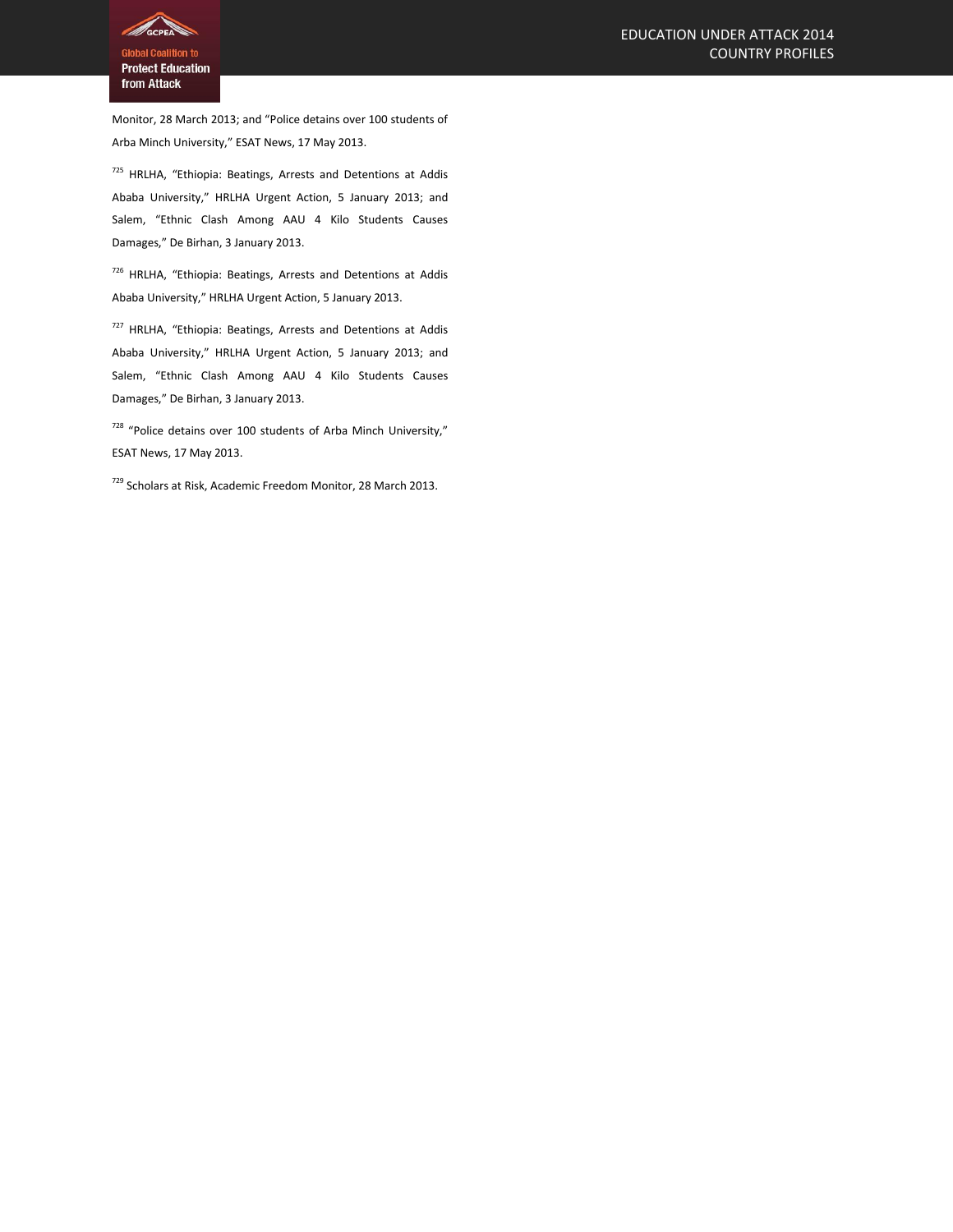Monitor, 28 March 2013; and "Police detains over 100 students of Arba Minch University," ESAT News, 17 May 2013.

[725] HRLHA, "Ethiopia: Beatings, Arrests and Detentions at Addis Ababa University," HRLHA Urgent Action, 5 January 2013; and Salem, "Ethnic Clash Among AAU 4 Kilo Students Causes Damages," De Birhan, 3 January 2013.

[726] HRLHA, "Ethiopia: Beatings, Arrests and Detentions at Addis Ababa University," HRLHA Urgent Action, 5 January 2013.

[727] HRLHA, "Ethiopia: Beatings, Arrests and Detentions at Addis Ababa University," HRLHA Urgent Action, 5 January 2013; and Salem, "Ethnic Clash Among AAU 4 Kilo Students Causes Damages," De Birhan, 3 January 2013.

[728] "Police detains over 100 students of Arba Minch University," ESAT News, 17 May 2013.

[729] Scholars at Risk, Academic Freedom Monitor, 28 March 2013.